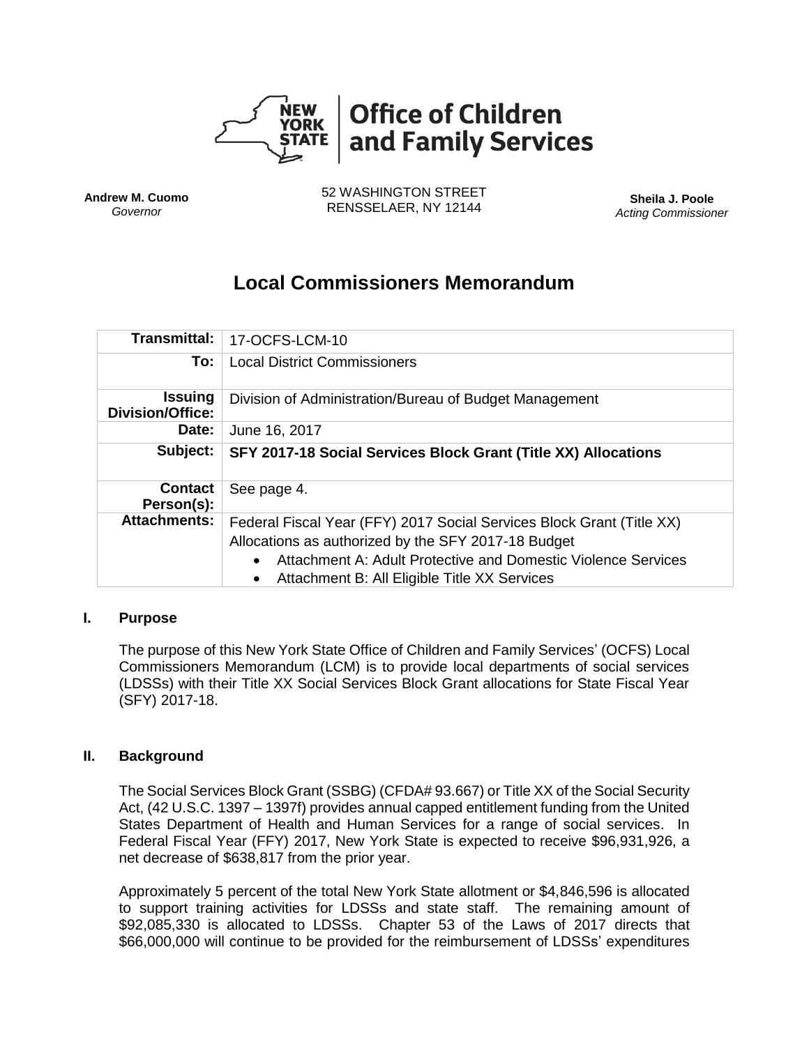**Office of Children and Family Services**

**Andrew M. Cuomo**
*Governor*

52 WASHINGTON STREET
RENSSELAER, NY 12144

**Sheila J. Poole**
*Acting Commissioner*

# Local Commissioners Memorandum

| | |
|---|---|
| **Transmittal:** | 17-OCFS-LCM-10 |
| **To:** | Local District Commissioners |
| **Issuing Division/Office:** | Division of Administration/Bureau of Budget Management |
| **Date:** | June 16, 2017 |
| **Subject:** | **SFY 2017-18 Social Services Block Grant (Title XX) Allocations** |
| **Contact Person(s):** | See page 4. |
| **Attachments:** | Federal Fiscal Year (FFY) 2017 Social Services Block Grant (Title XX) Allocations as authorized by the SFY 2017-18 Budget<br>• Attachment A: Adult Protective and Domestic Violence Services<br>• Attachment B: All Eligible Title XX Services |

## I. Purpose

The purpose of this New York State Office of Children and Family Services' (OCFS) Local Commissioners Memorandum (LCM) is to provide local departments of social services (LDSSs) with their Title XX Social Services Block Grant allocations for State Fiscal Year (SFY) 2017-18.

## II. Background

The Social Services Block Grant (SSBG) (CFDA# 93.667) or Title XX of the Social Security Act, (42 U.S.C. 1397 – 1397f) provides annual capped entitlement funding from the United States Department of Health and Human Services for a range of social services. In Federal Fiscal Year (FFY) 2017, New York State is expected to receive $96,931,926, a net decrease of $638,817 from the prior year.

Approximately 5 percent of the total New York State allotment or $4,846,596 is allocated to support training activities for LDSSs and state staff. The remaining amount of $92,085,330 is allocated to LDSSs. Chapter 53 of the Laws of 2017 directs that $66,000,000 will continue to be provided for the reimbursement of LDSSs' expenditures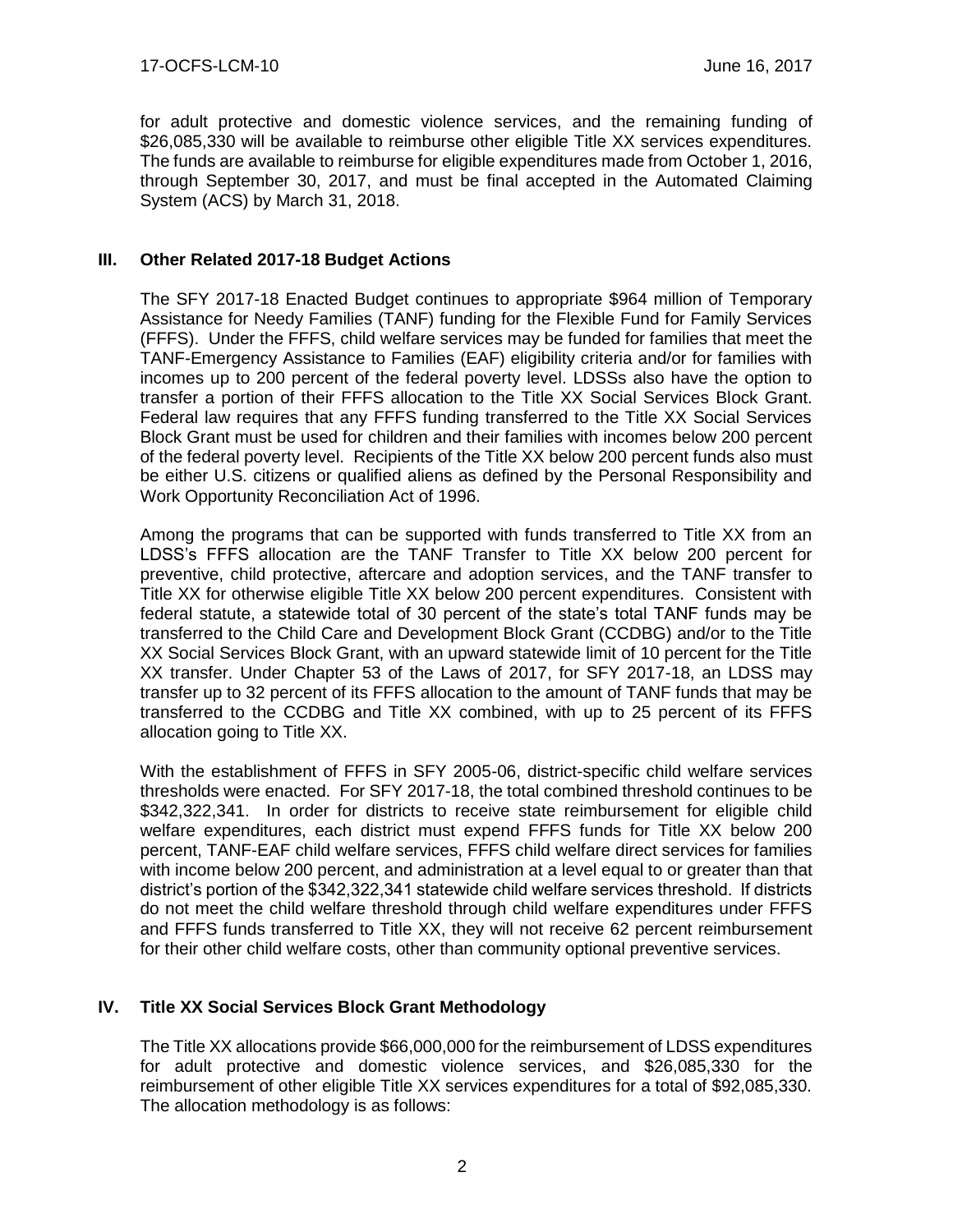for adult protective and domestic violence services, and the remaining funding of $26,085,330 will be available to reimburse other eligible Title XX services expenditures. The funds are available to reimburse for eligible expenditures made from October 1, 2016, through September 30, 2017, and must be final accepted in the Automated Claiming System (ACS) by March 31, 2018.

## III. Other Related 2017-18 Budget Actions

The SFY 2017-18 Enacted Budget continues to appropriate $964 million of Temporary Assistance for Needy Families (TANF) funding for the Flexible Fund for Family Services (FFFS). Under the FFFS, child welfare services may be funded for families that meet the TANF-Emergency Assistance to Families (EAF) eligibility criteria and/or for families with incomes up to 200 percent of the federal poverty level. LDSSs also have the option to transfer a portion of their FFFS allocation to the Title XX Social Services Block Grant. Federal law requires that any FFFS funding transferred to the Title XX Social Services Block Grant must be used for children and their families with incomes below 200 percent of the federal poverty level. Recipients of the Title XX below 200 percent funds also must be either U.S. citizens or qualified aliens as defined by the Personal Responsibility and Work Opportunity Reconciliation Act of 1996.

Among the programs that can be supported with funds transferred to Title XX from an LDSS's FFFS allocation are the TANF Transfer to Title XX below 200 percent for preventive, child protective, aftercare and adoption services, and the TANF transfer to Title XX for otherwise eligible Title XX below 200 percent expenditures. Consistent with federal statute, a statewide total of 30 percent of the state's total TANF funds may be transferred to the Child Care and Development Block Grant (CCDBG) and/or to the Title XX Social Services Block Grant, with an upward statewide limit of 10 percent for the Title XX transfer. Under Chapter 53 of the Laws of 2017, for SFY 2017-18, an LDSS may transfer up to 32 percent of its FFFS allocation to the amount of TANF funds that may be transferred to the CCDBG and Title XX combined, with up to 25 percent of its FFFS allocation going to Title XX.

With the establishment of FFFS in SFY 2005-06, district-specific child welfare services thresholds were enacted. For SFY 2017-18, the total combined threshold continues to be $342,322,341. In order for districts to receive state reimbursement for eligible child welfare expenditures, each district must expend FFFS funds for Title XX below 200 percent, TANF-EAF child welfare services, FFFS child welfare direct services for families with income below 200 percent, and administration at a level equal to or greater than that district's portion of the $342,322,341 statewide child welfare services threshold. If districts do not meet the child welfare threshold through child welfare expenditures under FFFS and FFFS funds transferred to Title XX, they will not receive 62 percent reimbursement for their other child welfare costs, other than community optional preventive services.

## IV. Title XX Social Services Block Grant Methodology

The Title XX allocations provide $66,000,000 for the reimbursement of LDSS expenditures for adult protective and domestic violence services, and $26,085,330 for the reimbursement of other eligible Title XX services expenditures for a total of $92,085,330. The allocation methodology is as follows: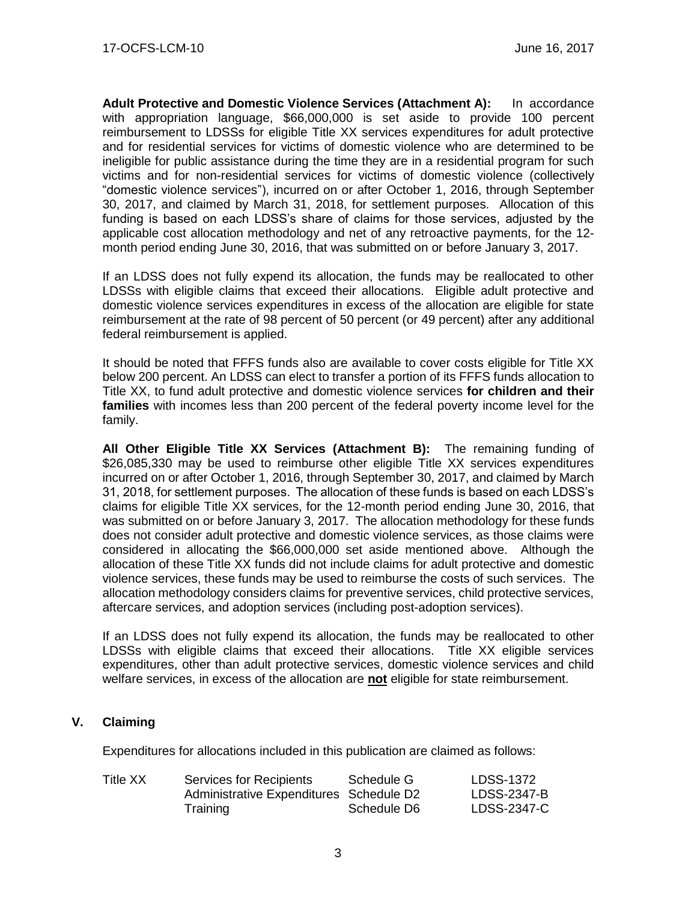**Adult Protective and Domestic Violence Services (Attachment A):** In accordance with appropriation language, $66,000,000 is set aside to provide 100 percent reimbursement to LDSSs for eligible Title XX services expenditures for adult protective and for residential services for victims of domestic violence who are determined to be ineligible for public assistance during the time they are in a residential program for such victims and for non-residential services for victims of domestic violence (collectively "domestic violence services"), incurred on or after October 1, 2016, through September 30, 2017, and claimed by March 31, 2018, for settlement purposes. Allocation of this funding is based on each LDSS's share of claims for those services, adjusted by the applicable cost allocation methodology and net of any retroactive payments, for the 12-month period ending June 30, 2016, that was submitted on or before January 3, 2017.

If an LDSS does not fully expend its allocation, the funds may be reallocated to other LDSSs with eligible claims that exceed their allocations. Eligible adult protective and domestic violence services expenditures in excess of the allocation are eligible for state reimbursement at the rate of 98 percent of 50 percent (or 49 percent) after any additional federal reimbursement is applied.

It should be noted that FFFS funds also are available to cover costs eligible for Title XX below 200 percent. An LDSS can elect to transfer a portion of its FFFS funds allocation to Title XX, to fund adult protective and domestic violence services **for children and their families** with incomes less than 200 percent of the federal poverty income level for the family.

**All Other Eligible Title XX Services (Attachment B):** The remaining funding of $26,085,330 may be used to reimburse other eligible Title XX services expenditures incurred on or after October 1, 2016, through September 30, 2017, and claimed by March 31, 2018, for settlement purposes. The allocation of these funds is based on each LDSS's claims for eligible Title XX services, for the 12-month period ending June 30, 2016, that was submitted on or before January 3, 2017. The allocation methodology for these funds does not consider adult protective and domestic violence services, as those claims were considered in allocating the $66,000,000 set aside mentioned above. Although the allocation of these Title XX funds did not include claims for adult protective and domestic violence services, these funds may be used to reimburse the costs of such services. The allocation methodology considers claims for preventive services, child protective services, aftercare services, and adoption services (including post-adoption services).

If an LDSS does not fully expend its allocation, the funds may be reallocated to other LDSSs with eligible claims that exceed their allocations. Title XX eligible services expenditures, other than adult protective services, domestic violence services and child welfare services, in excess of the allocation are **not** eligible for state reimbursement.

## V. Claiming

Expenditures for allocations included in this publication are claimed as follows:

| | | | |
|---|---|---|---|
| Title XX | Services for Recipients | Schedule G | LDSS-1372 |
| | Administrative Expenditures | Schedule D2 | LDSS-2347-B |
| | Training | Schedule D6 | LDSS-2347-C |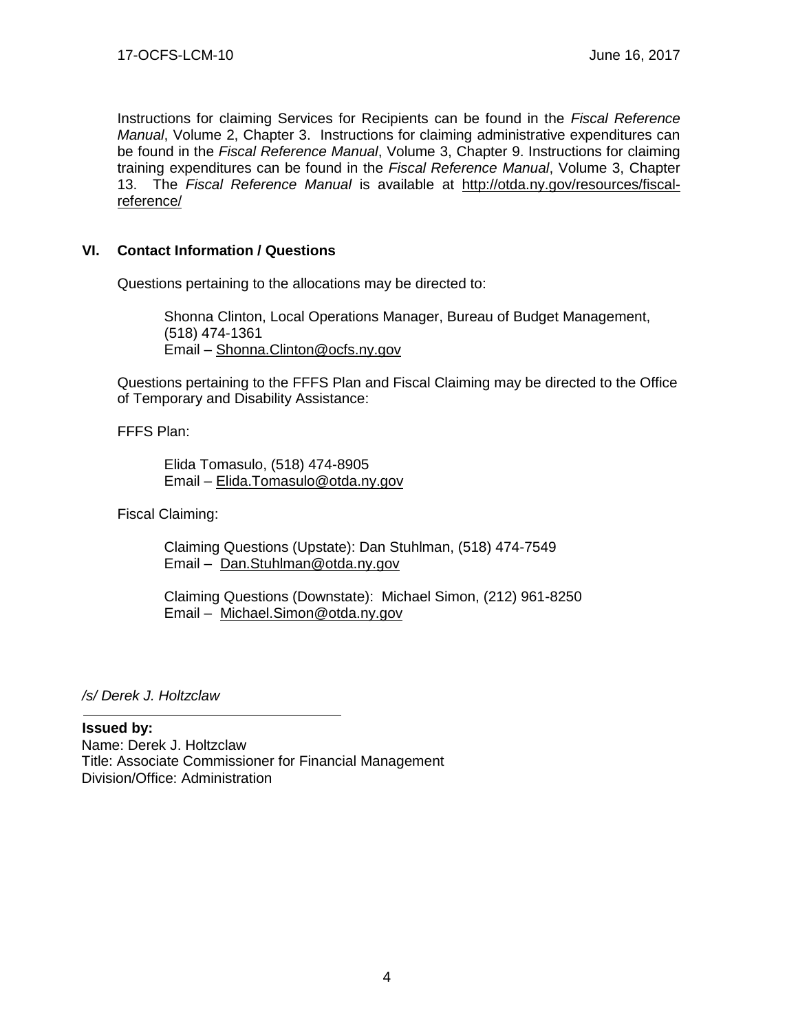Instructions for claiming Services for Recipients can be found in the *Fiscal Reference Manual*, Volume 2, Chapter 3. Instructions for claiming administrative expenditures can be found in the *Fiscal Reference Manual*, Volume 3, Chapter 9. Instructions for claiming training expenditures can be found in the *Fiscal Reference Manual*, Volume 3, Chapter 13. The *Fiscal Reference Manual* is available at http://otda.ny.gov/resources/fiscal-reference/

## VI. Contact Information / Questions

Questions pertaining to the allocations may be directed to:

Shonna Clinton, Local Operations Manager, Bureau of Budget Management, (518) 474-1361
Email – Shonna.Clinton@ocfs.ny.gov

Questions pertaining to the FFFS Plan and Fiscal Claiming may be directed to the Office of Temporary and Disability Assistance:

FFFS Plan:

Elida Tomasulo, (518) 474-8905
Email – Elida.Tomasulo@otda.ny.gov

Fiscal Claiming:

Claiming Questions (Upstate): Dan Stuhlman, (518) 474-7549
Email – Dan.Stuhlman@otda.ny.gov

Claiming Questions (Downstate): Michael Simon, (212) 961-8250
Email – Michael.Simon@otda.ny.gov

*/s/ Derek J. Holtzclaw*

**Issued by:**
Name: Derek J. Holtzclaw
Title: Associate Commissioner for Financial Management
Division/Office: Administration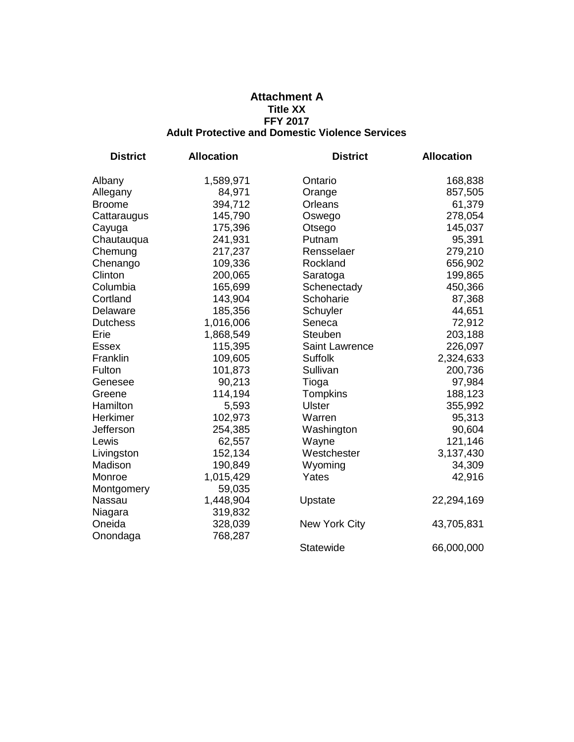# Attachment A

## Title XX
## FFY 2017
## Adult Protective and Domestic Violence Services

| District | Allocation | District | Allocation |
|---|---|---|---|
| Albany | 1,589,971 | Ontario | 168,838 |
| Allegany | 84,971 | Orange | 857,505 |
| Broome | 394,712 | Orleans | 61,379 |
| Cattaraugus | 145,790 | Oswego | 278,054 |
| Cayuga | 175,396 | Otsego | 145,037 |
| Chautauqua | 241,931 | Putnam | 95,391 |
| Chemung | 217,237 | Rensselaer | 279,210 |
| Chenango | 109,336 | Rockland | 656,902 |
| Clinton | 200,065 | Saratoga | 199,865 |
| Columbia | 165,699 | Schenectady | 450,366 |
| Cortland | 143,904 | Schoharie | 87,368 |
| Delaware | 185,356 | Schuyler | 44,651 |
| Dutchess | 1,016,006 | Seneca | 72,912 |
| Erie | 1,868,549 | Steuben | 203,188 |
| Essex | 115,395 | Saint Lawrence | 226,097 |
| Franklin | 109,605 | Suffolk | 2,324,633 |
| Fulton | 101,873 | Sullivan | 200,736 |
| Genesee | 90,213 | Tioga | 97,984 |
| Greene | 114,194 | Tompkins | 188,123 |
| Hamilton | 5,593 | Ulster | 355,992 |
| Herkimer | 102,973 | Warren | 95,313 |
| Jefferson | 254,385 | Washington | 90,604 |
| Lewis | 62,557 | Wayne | 121,146 |
| Livingston | 152,134 | Westchester | 3,137,430 |
| Madison | 190,849 | Wyoming | 34,309 |
| Monroe | 1,015,429 | Yates | 42,916 |
| Montgomery | 59,035 | | |
| Nassau | 1,448,904 | Upstate | 22,294,169 |
| Niagara | 319,832 | | |
| Oneida | 328,039 | New York City | 43,705,831 |
| Onondaga | 768,287 | | |
| | | Statewide | 66,000,000 |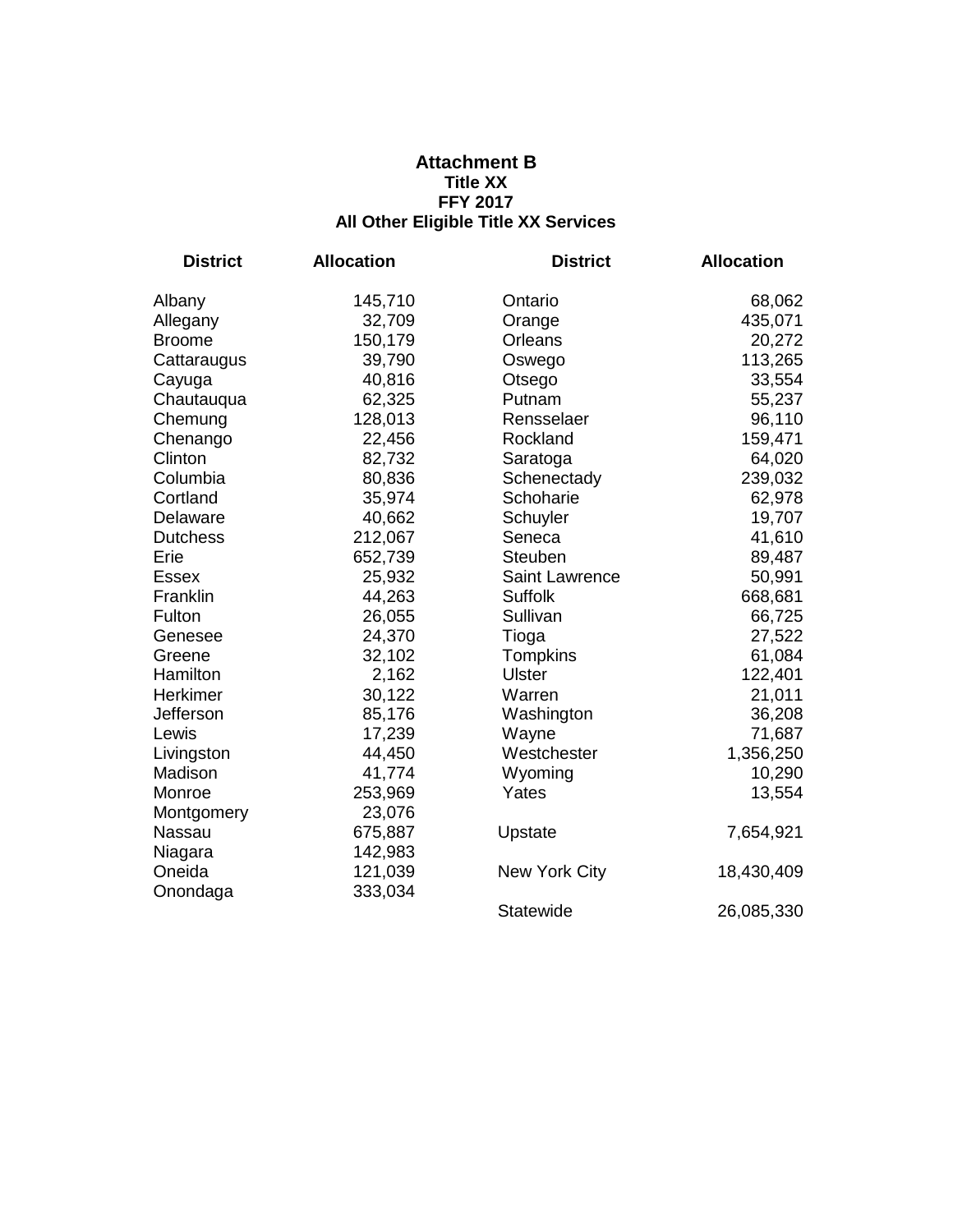# Attachment B
## Title XX
## FFY 2017
## All Other Eligible Title XX Services

| District | Allocation | District | Allocation |
|---|---|---|---|
| Albany | 145,710 | Ontario | 68,062 |
| Allegany | 32,709 | Orange | 435,071 |
| Broome | 150,179 | Orleans | 20,272 |
| Cattaraugus | 39,790 | Oswego | 113,265 |
| Cayuga | 40,816 | Otsego | 33,554 |
| Chautauqua | 62,325 | Putnam | 55,237 |
| Chemung | 128,013 | Rensselaer | 96,110 |
| Chenango | 22,456 | Rockland | 159,471 |
| Clinton | 82,732 | Saratoga | 64,020 |
| Columbia | 80,836 | Schenectady | 239,032 |
| Cortland | 35,974 | Schoharie | 62,978 |
| Delaware | 40,662 | Schuyler | 19,707 |
| Dutchess | 212,067 | Seneca | 41,610 |
| Erie | 652,739 | Steuben | 89,487 |
| Essex | 25,932 | Saint Lawrence | 50,991 |
| Franklin | 44,263 | Suffolk | 668,681 |
| Fulton | 26,055 | Sullivan | 66,725 |
| Genesee | 24,370 | Tioga | 27,522 |
| Greene | 32,102 | Tompkins | 61,084 |
| Hamilton | 2,162 | Ulster | 122,401 |
| Herkimer | 30,122 | Warren | 21,011 |
| Jefferson | 85,176 | Washington | 36,208 |
| Lewis | 17,239 | Wayne | 71,687 |
| Livingston | 44,450 | Westchester | 1,356,250 |
| Madison | 41,774 | Wyoming | 10,290 |
| Monroe | 253,969 | Yates | 13,554 |
| Montgomery | 23,076 | | |
| Nassau | 675,887 | Upstate | 7,654,921 |
| Niagara | 142,983 | | |
| Oneida | 121,039 | New York City | 18,430,409 |
| Onondaga | 333,034 | | |
| | | Statewide | 26,085,330 |